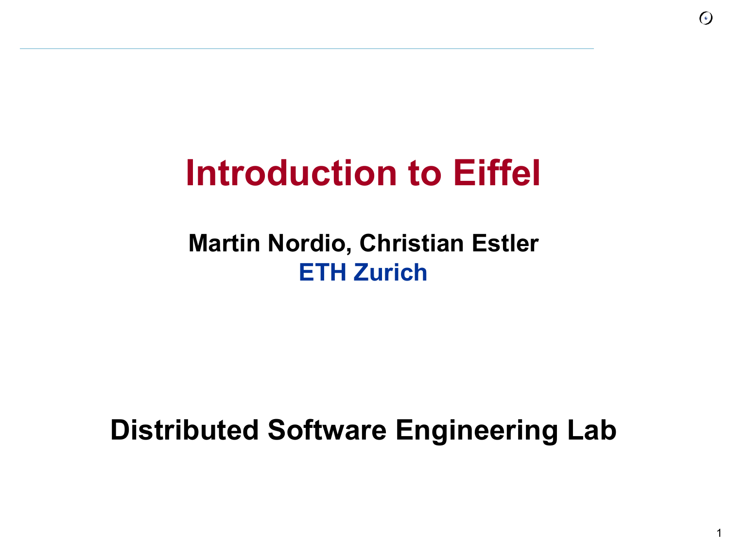# Introduction to Eiffel

**Martin Nordio, Christian Estler**
**ETH Zurich**

**Distributed Software Engineering Lab**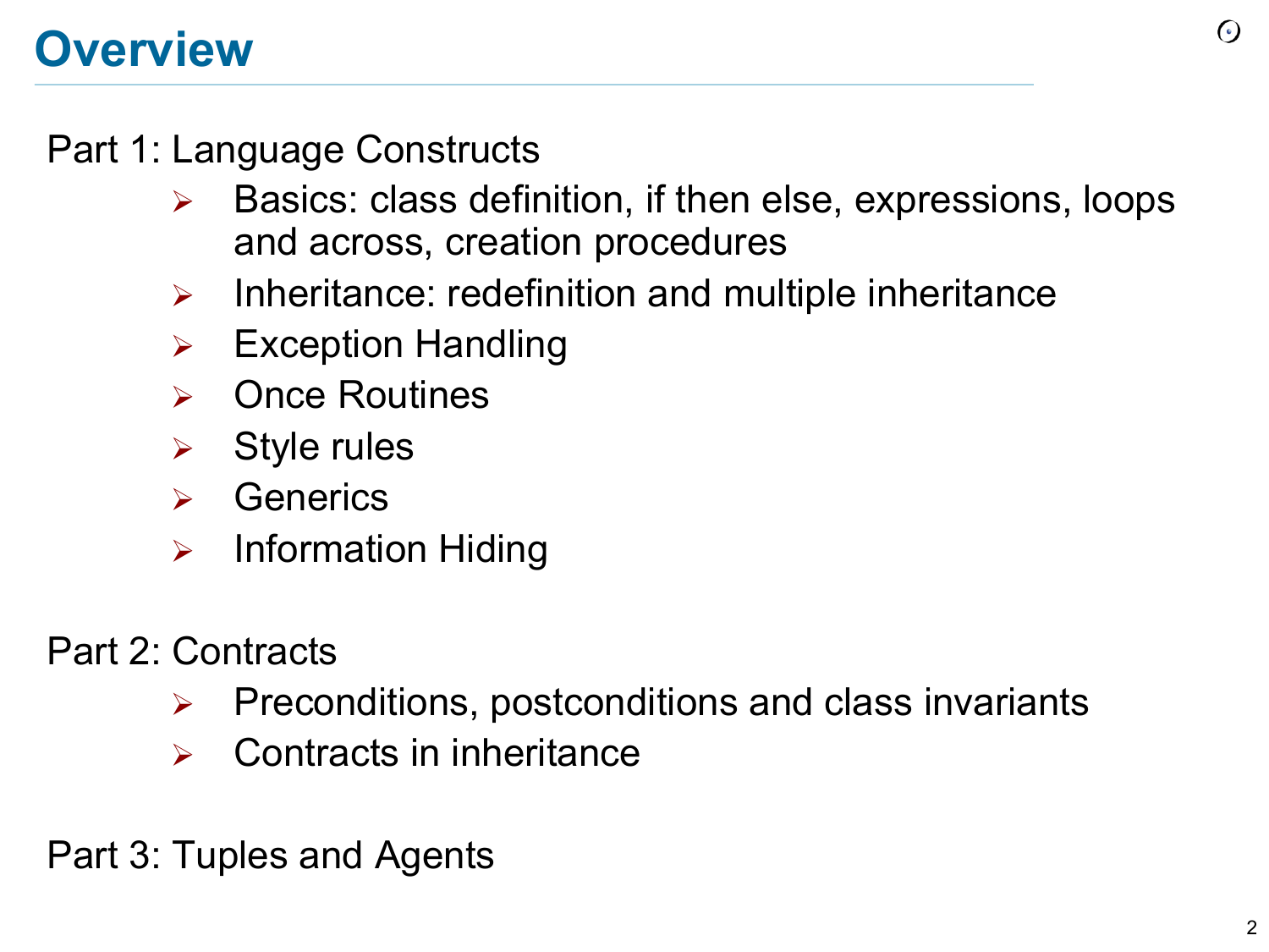# Overview

Part 1: Language Constructs

- Basics: class definition, if then else, expressions, loops and across, creation procedures
- Inheritance: redefinition and multiple inheritance
- Exception Handling
- Once Routines
- Style rules
- Generics
- Information Hiding

Part 2: Contracts

- Preconditions, postconditions and class invariants
- Contracts in inheritance

Part 3: Tuples and Agents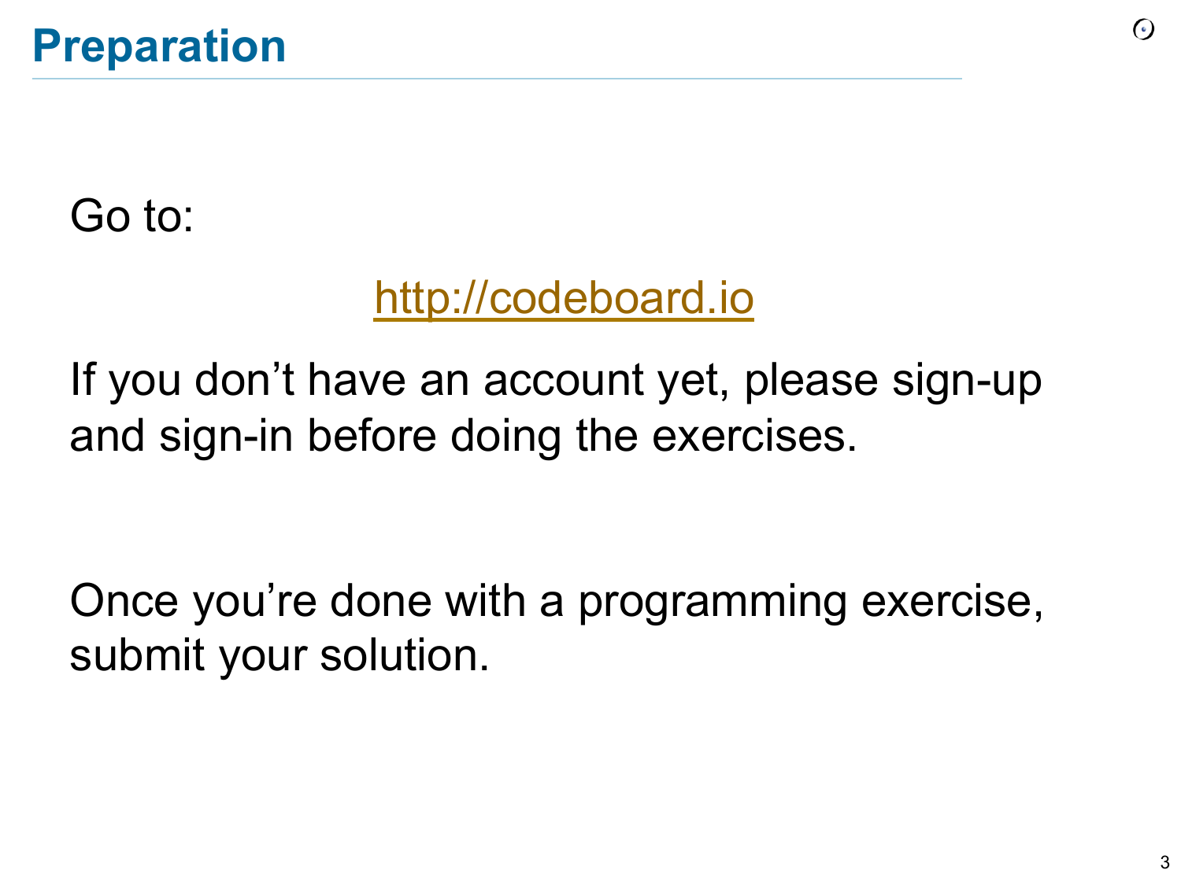# Preparation

Go to:

[http://codeboard.io](http://codeboard.io)

If you don’t have an account yet, please sign-up and sign-in before doing the exercises.

Once you’re done with a programming exercise, submit your solution.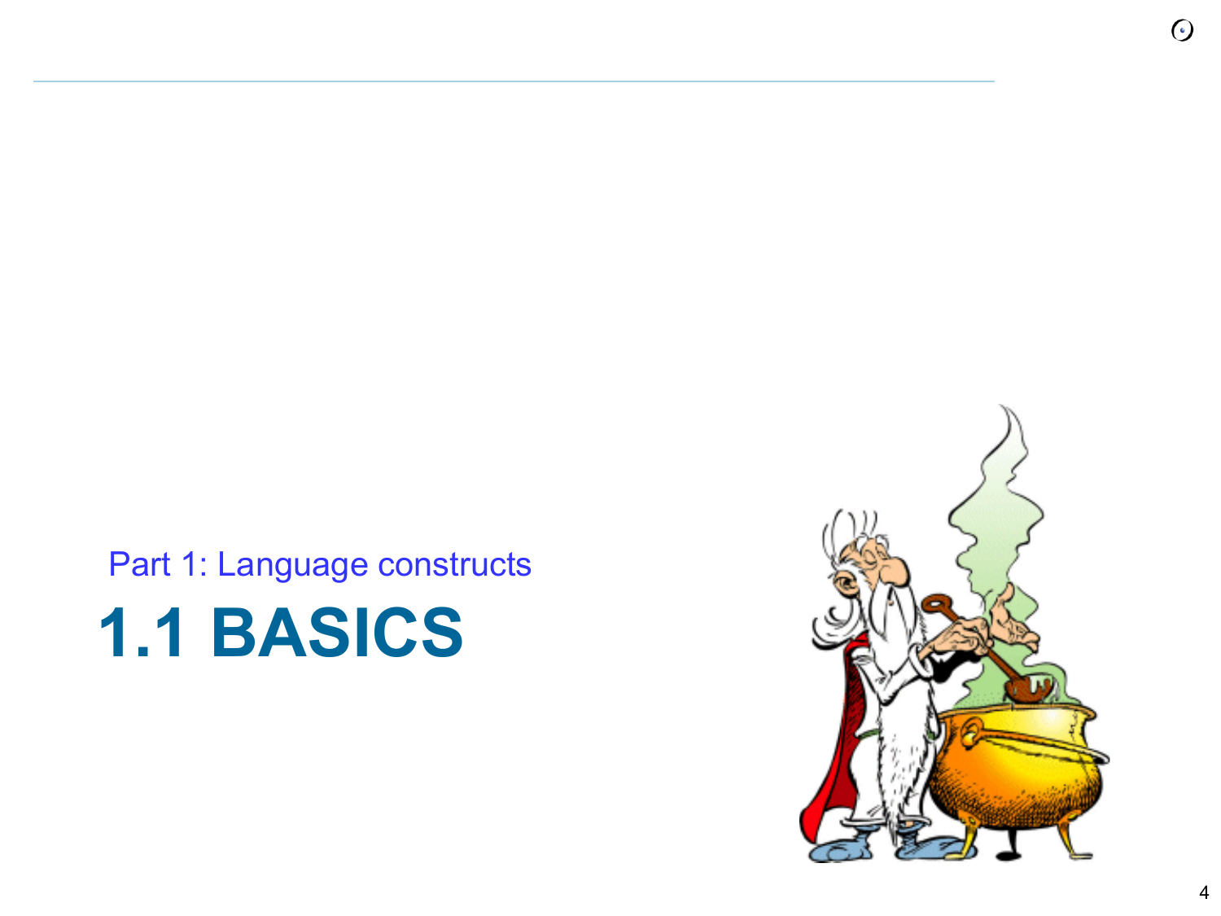Part 1: Language constructs

# 1.1 BASICS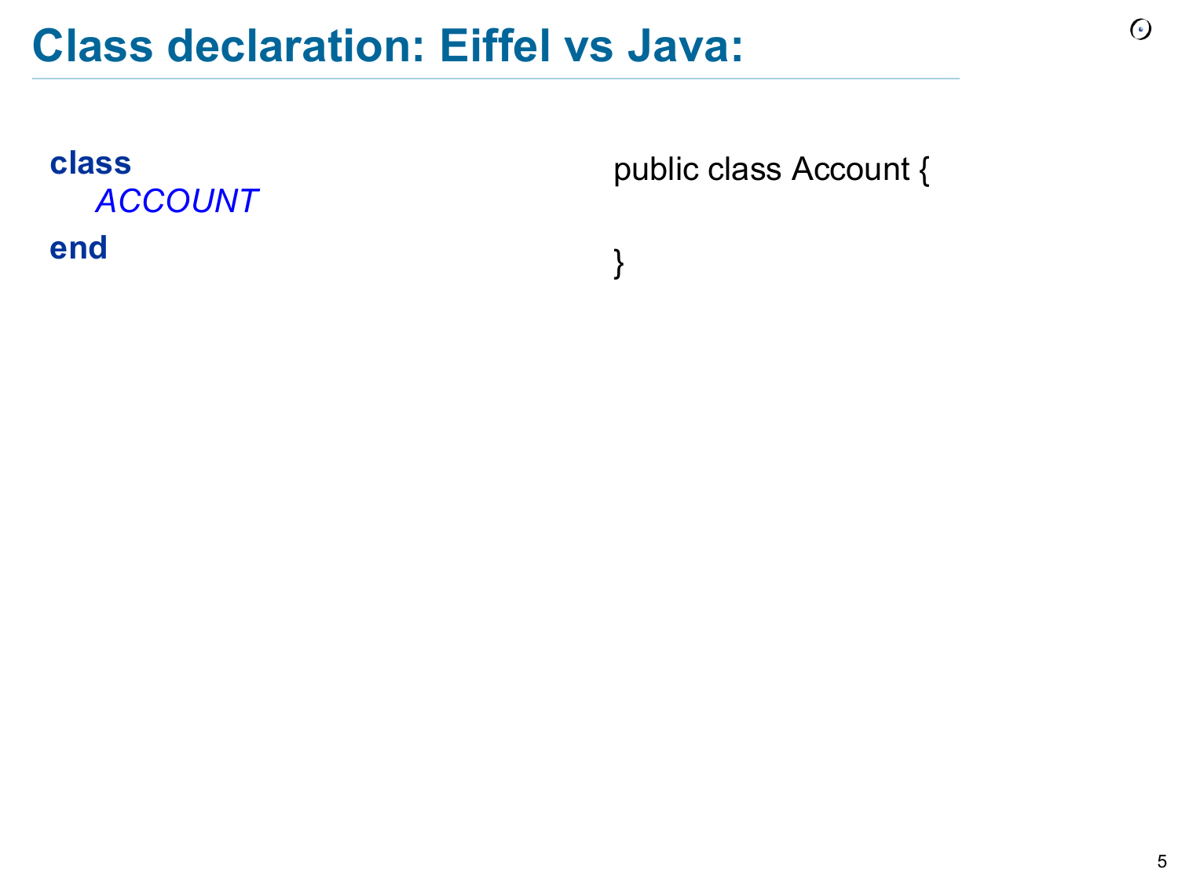# Class declaration: Eiffel vs Java:

```
class
    ACCOUNT
end
```

```
public class Account {

}
```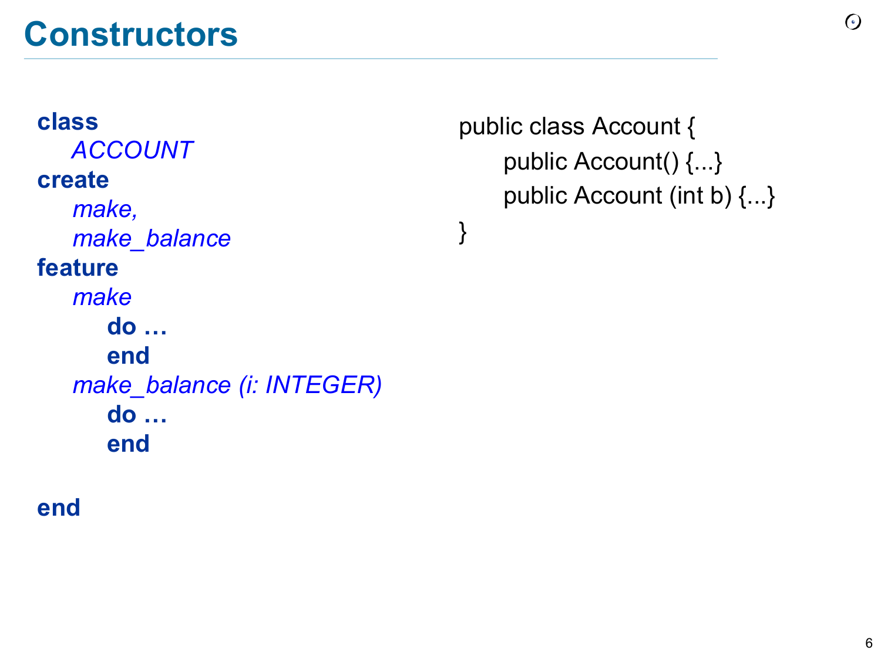# Constructors

```
class
   ACCOUNT
create
   make,
   make_balance
feature
   make
      do …
      end
   make_balance (i: INTEGER)
      do …
      end

end
```

```
public class Account {
      public Account() {...}
      public Account (int b) {...}
}
```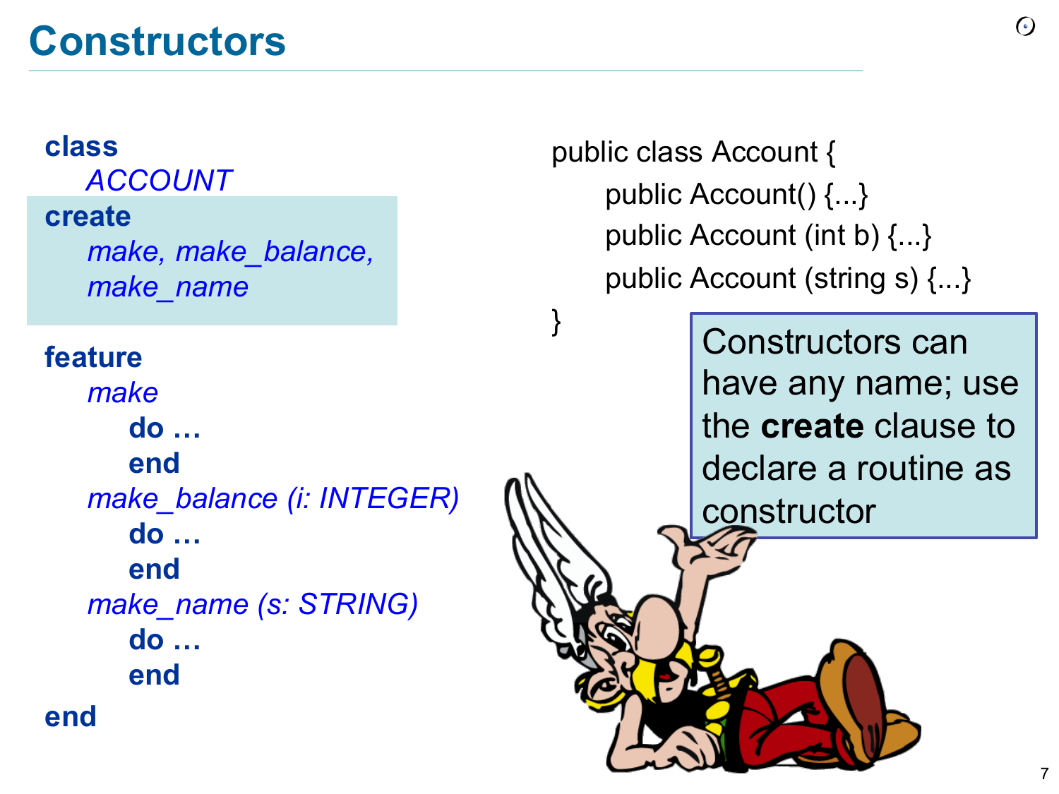# Constructors

```
class
    ACCOUNT
create
    make, make_balance,
    make_name

feature
    make
        do …
        end
    make_balance (i: INTEGER)
        do …
        end
    make_name (s: STRING)
        do …
        end
end
```

```
public class Account {
    public Account() {...}
    public Account (int b) {...}
    public Account (string s) {...}
}
```

Constructors can have any name; use the **create** clause to declare a routine as constructor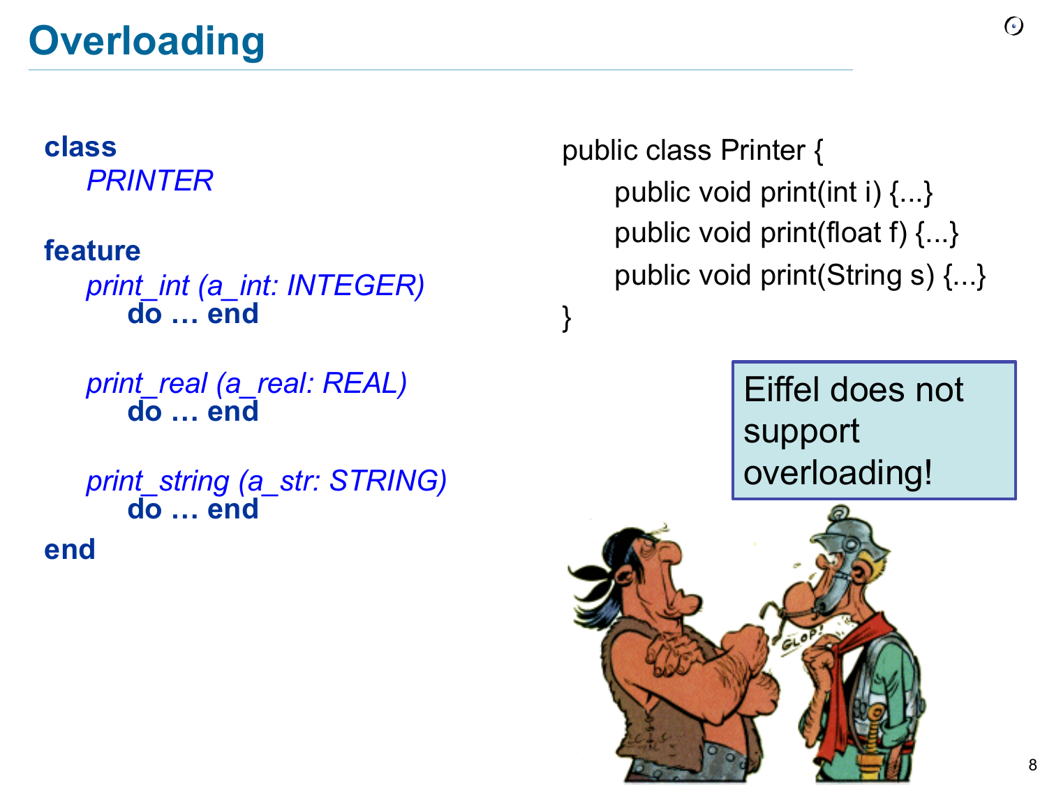# Overloading

```
class
    PRINTER

feature
    print_int (a_int: INTEGER)
        do … end

    print_real (a_real: REAL)
        do … end

    print_string (a_str: STRING)
        do … end
end
```

```
public class Printer {
    public void print(int i) {...}
    public void print(float f) {...}
    public void print(String s) {...}
}
```

Eiffel does not support overloading!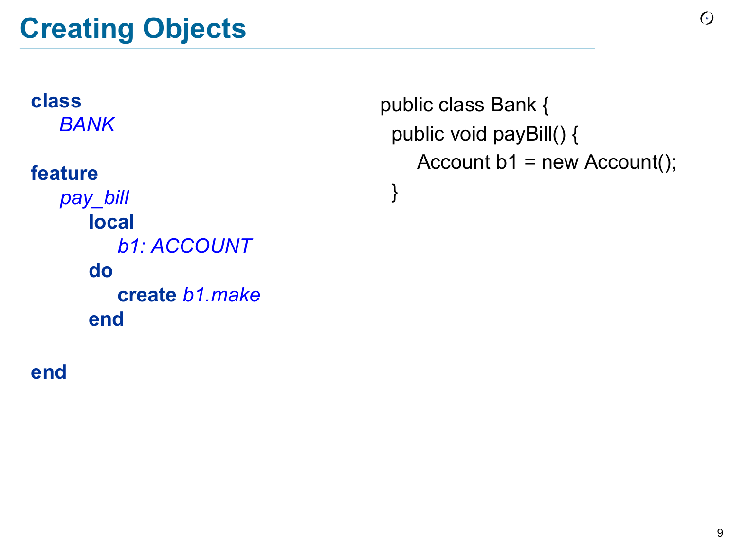# Creating Objects

```
class
    BANK

feature
    pay_bill
        local
            b1: ACCOUNT
        do
            create b1.make
        end

end
```

```
public class Bank {
  public void payBill() {
     Account b1 = new Account();
  }
```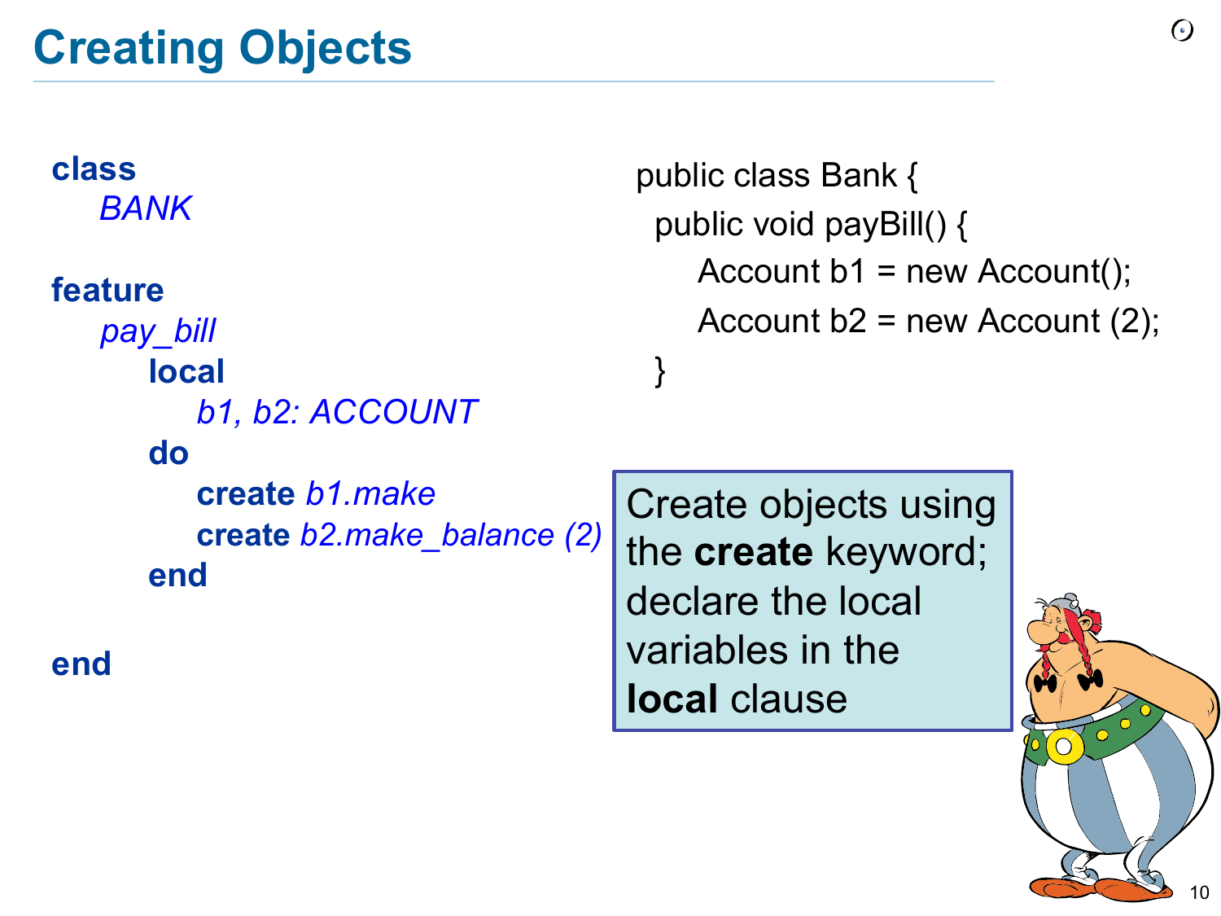# Creating Objects

```
class
    BANK

feature
    pay_bill
        local
            b1, b2: ACCOUNT
        do
            create b1.make
            create b2.make_balance (2)
        end

end
```

```
public class Bank {
  public void payBill() {
      Account b1 = new Account();
      Account b2 = new Account (2);
  }
```

Create objects using the **create** keyword; declare the local variables in the **local** clause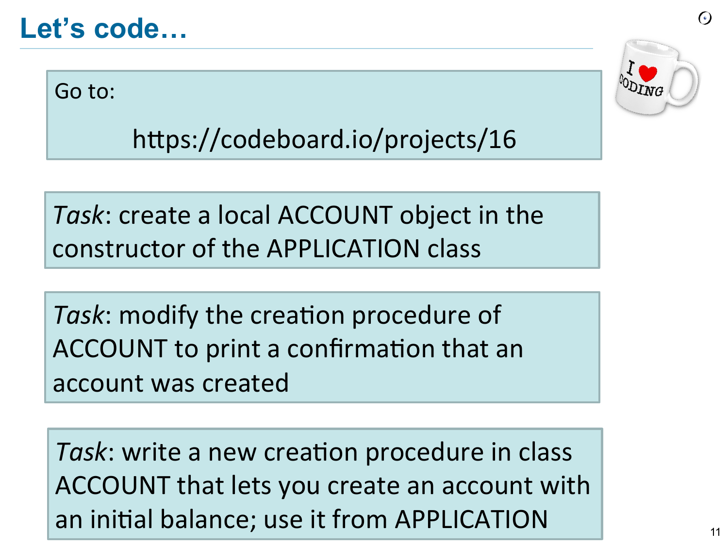# Let's code…

Go to:

https://codeboard.io/projects/16

*Task*: create a local ACCOUNT object in the constructor of the APPLICATION class

*Task*: modify the creation procedure of ACCOUNT to print a confirmation that an account was created

*Task*: write a new creation procedure in class ACCOUNT that lets you create an account with an initial balance; use it from APPLICATION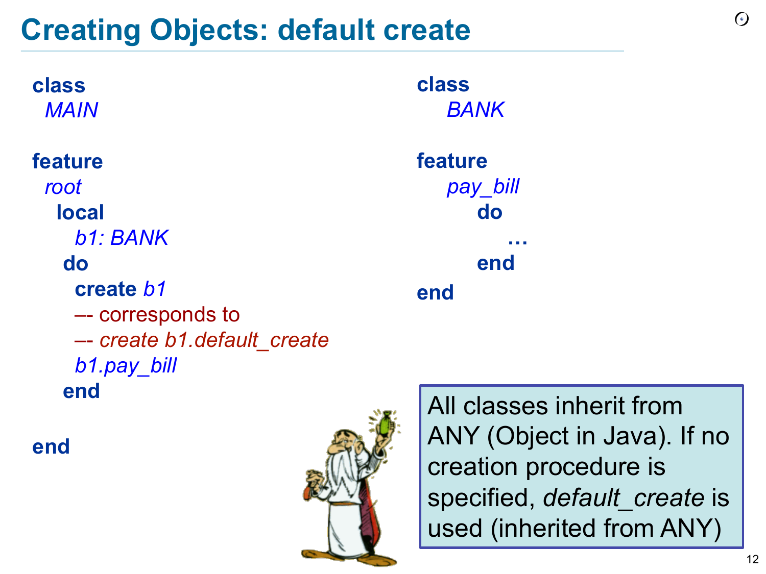# Creating Objects: default create

```
class
  MAIN

feature
  root
    local
      b1: BANK
    do
      create b1
      -- corresponds to
      -- create b1.default_create
      b1.pay_bill
    end

end
```

```
class
    BANK

feature
    pay_bill
        do
            ...
        end
end
```

All classes inherit from ANY (Object in Java). If no creation procedure is specified, *default_create* is used (inherited from ANY)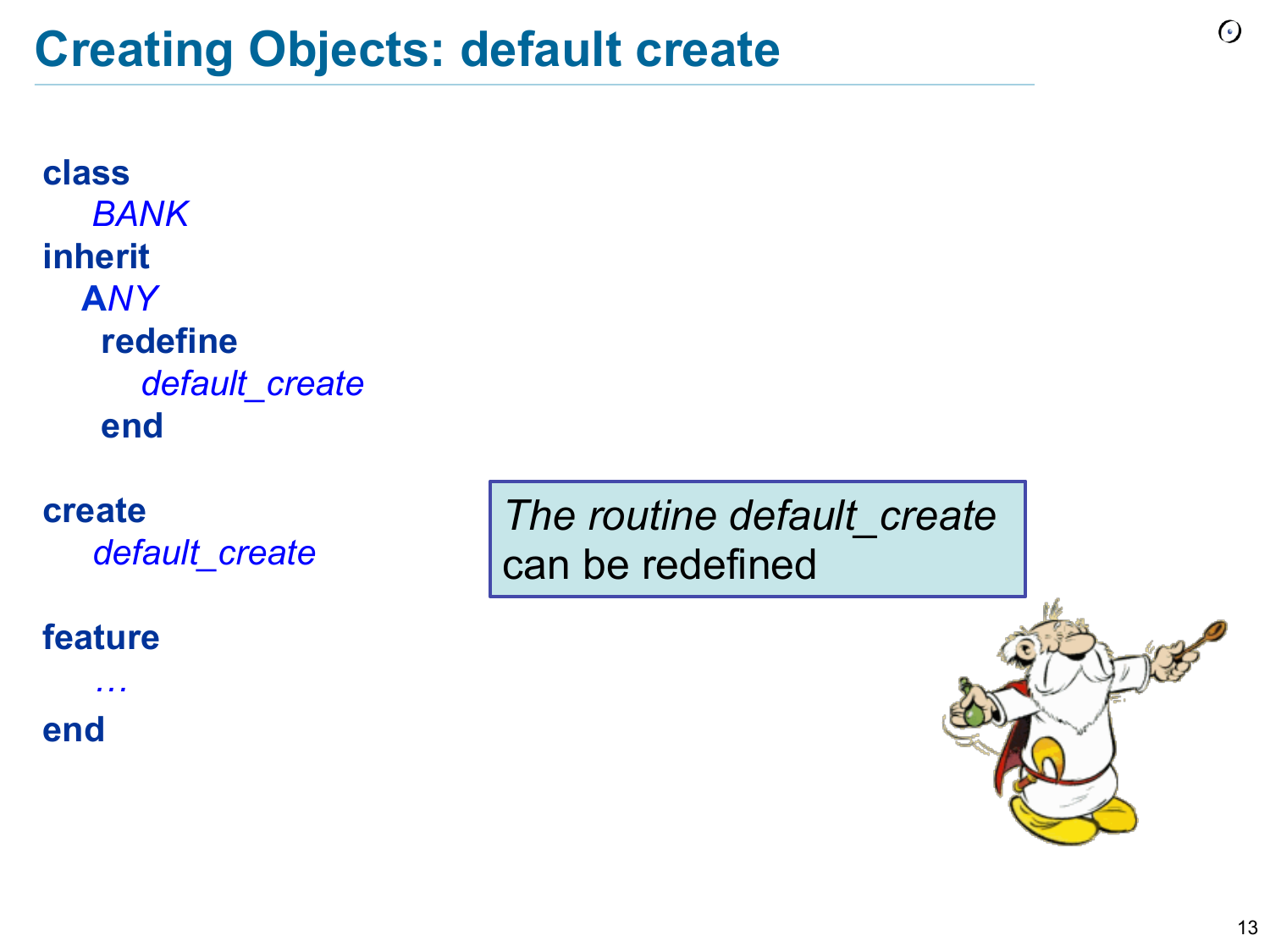# Creating Objects: default create

```
class
    BANK
inherit
   ANY
     redefine
        default_create
     end

create
    default_create

feature
    …
end
```

*The routine default_create* can be redefined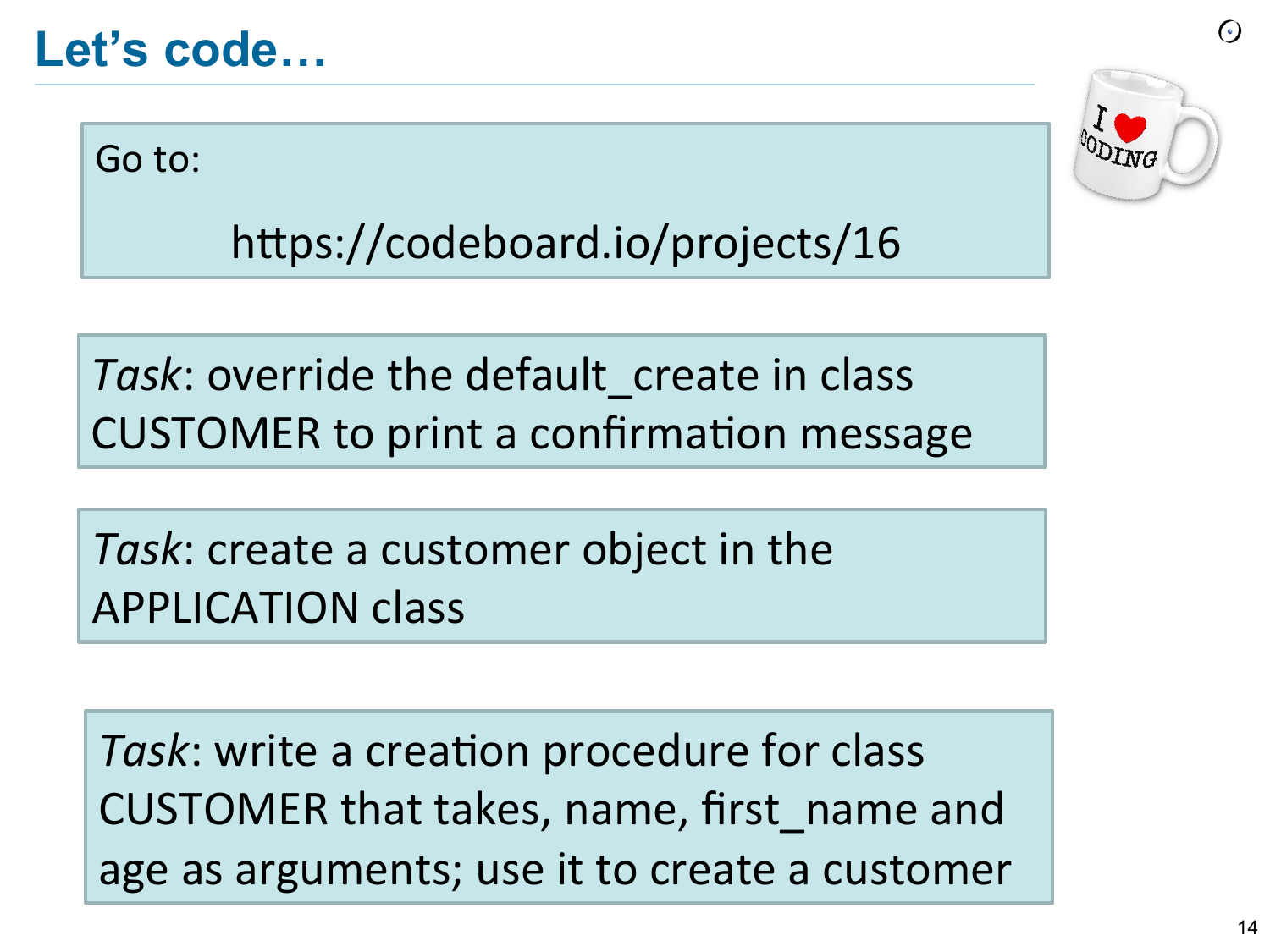# Let's code…

Go to:

https://codeboard.io/projects/16

*Task*: override the default_create in class CUSTOMER to print a confirmation message

*Task*: create a customer object in the APPLICATION class

*Task*: write a creation procedure for class CUSTOMER that takes, name, first_name and age as arguments; use it to create a customer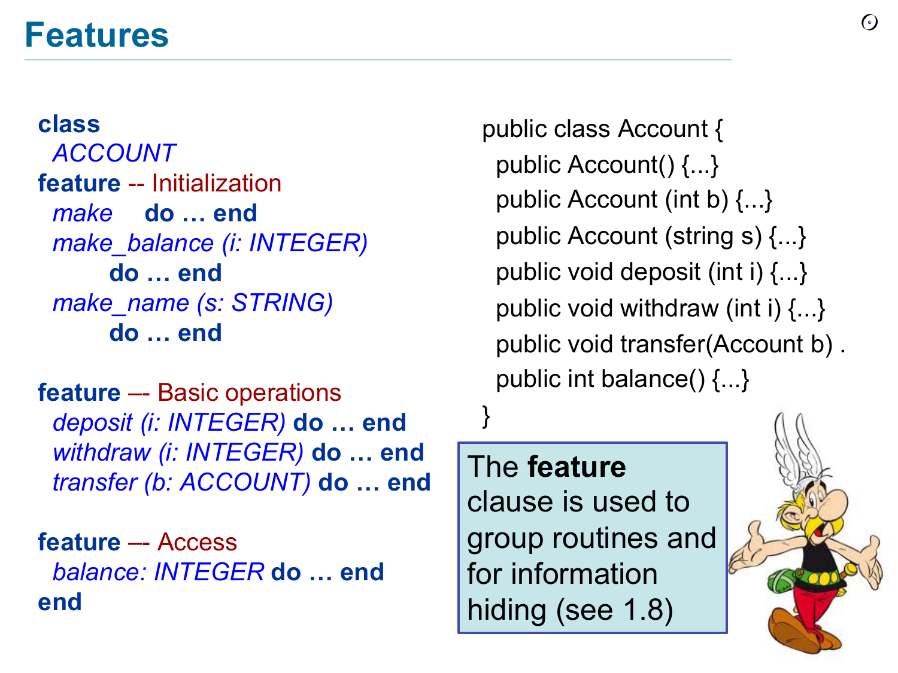# Features

```
class
  ACCOUNT
feature -- Initialization
  make     do … end
  make_balance (i: INTEGER)
        do … end
  make_name (s: STRING)
        do … end

feature –- Basic operations
  deposit (i: INTEGER) do … end
  withdraw (i: INTEGER) do … end
  transfer (b: ACCOUNT) do … end

feature –- Access
  balance: INTEGER do … end
end
```

```
public class Account {
  public Account() {...}
  public Account (int b) {...}
  public Account (string s) {...}
  public void deposit (int i) {...}
  public void withdraw (int i) {...}
  public void transfer(Account b) .
  public int balance() {...}
}
```

The **feature** clause is used to group routines and for information hiding (see 1.8)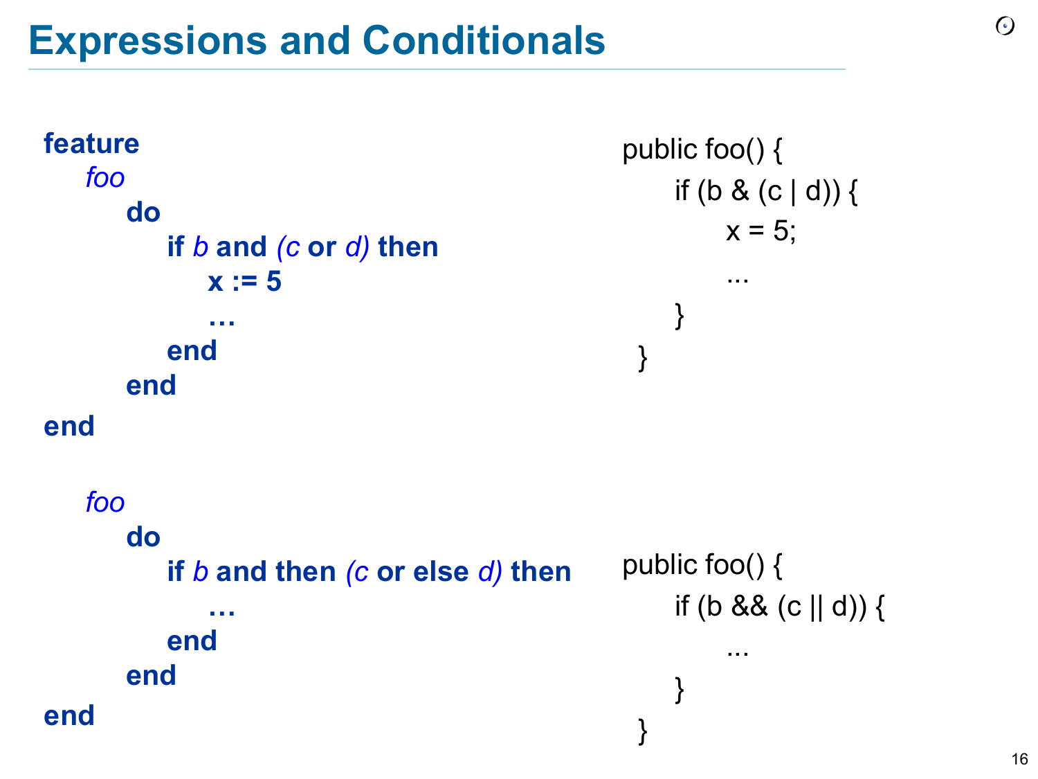# Expressions and Conditionals

```
feature
    foo
        do
            if b and (c or d) then
                x := 5
                …
            end
        end
end
```

```
public foo() {
    if (b & (c | d)) {
        x = 5;
        ...
    }
}
```

```
    foo
        do
            if b and then (c or else d) then
                …
            end
        end
end
```

```
public foo() {
    if (b && (c || d)) {
        ...
    }
}
```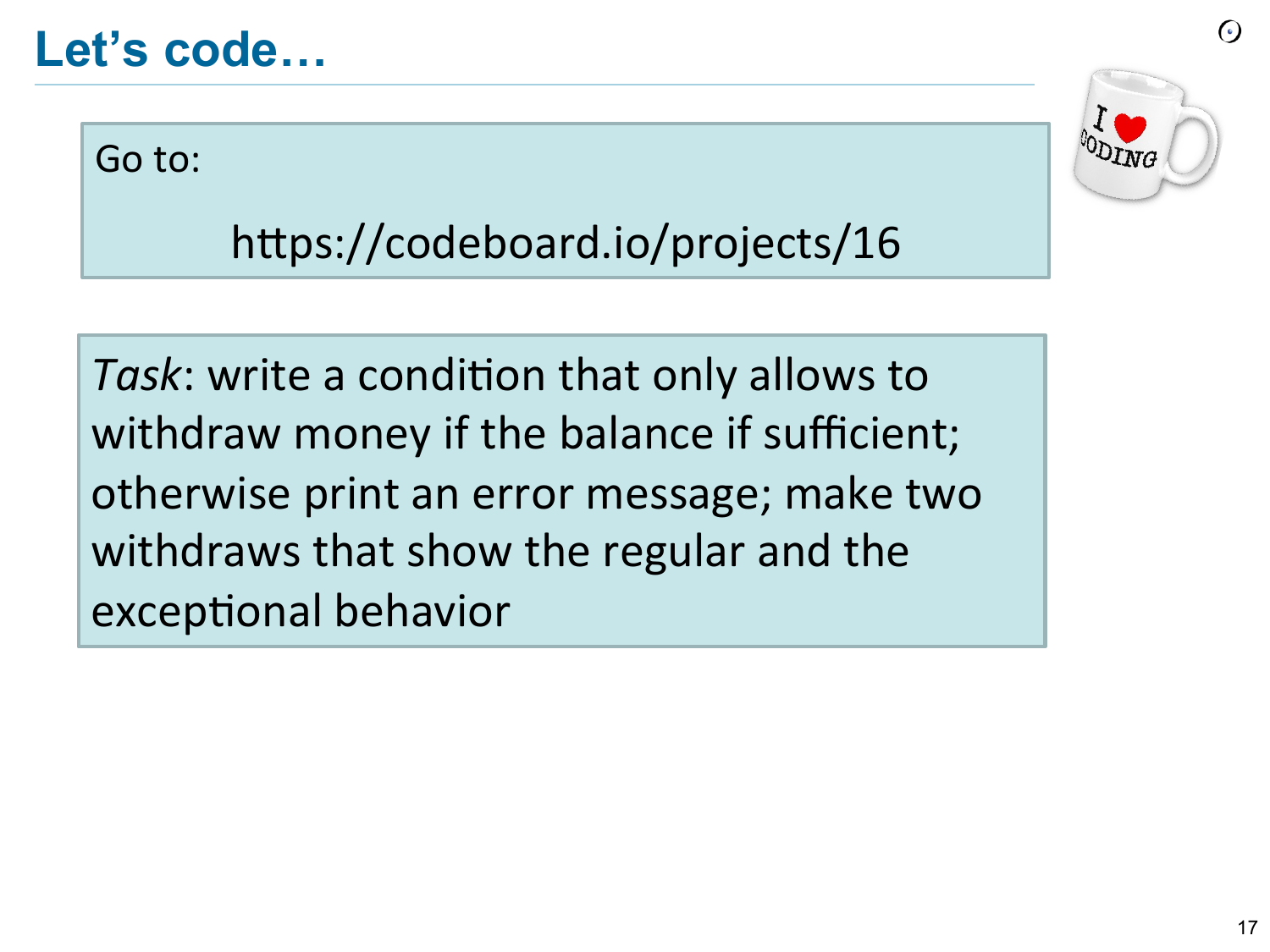# Let's code…

Go to:

https://codeboard.io/projects/16

*Task*: write a condition that only allows to withdraw money if the balance if sufficient; otherwise print an error message; make two withdraws that show the regular and the exceptional behavior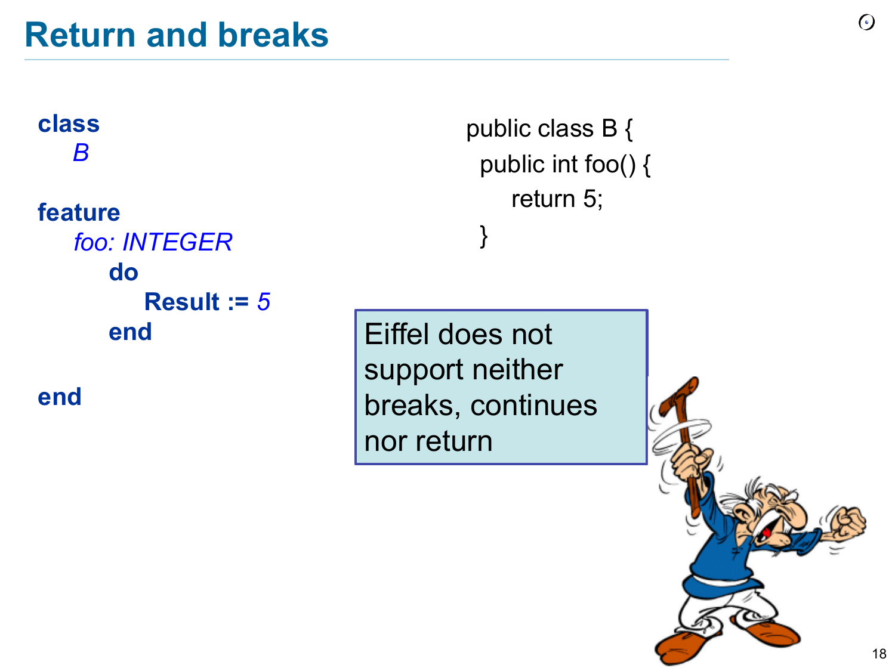# Return and breaks

```
class
    B

feature
    foo: INTEGER
        do
            Result := 5
        end

end
```

```
public class B {
  public int foo() {
      return 5;
  }
```

Eiffel does not support neither breaks, continues nor return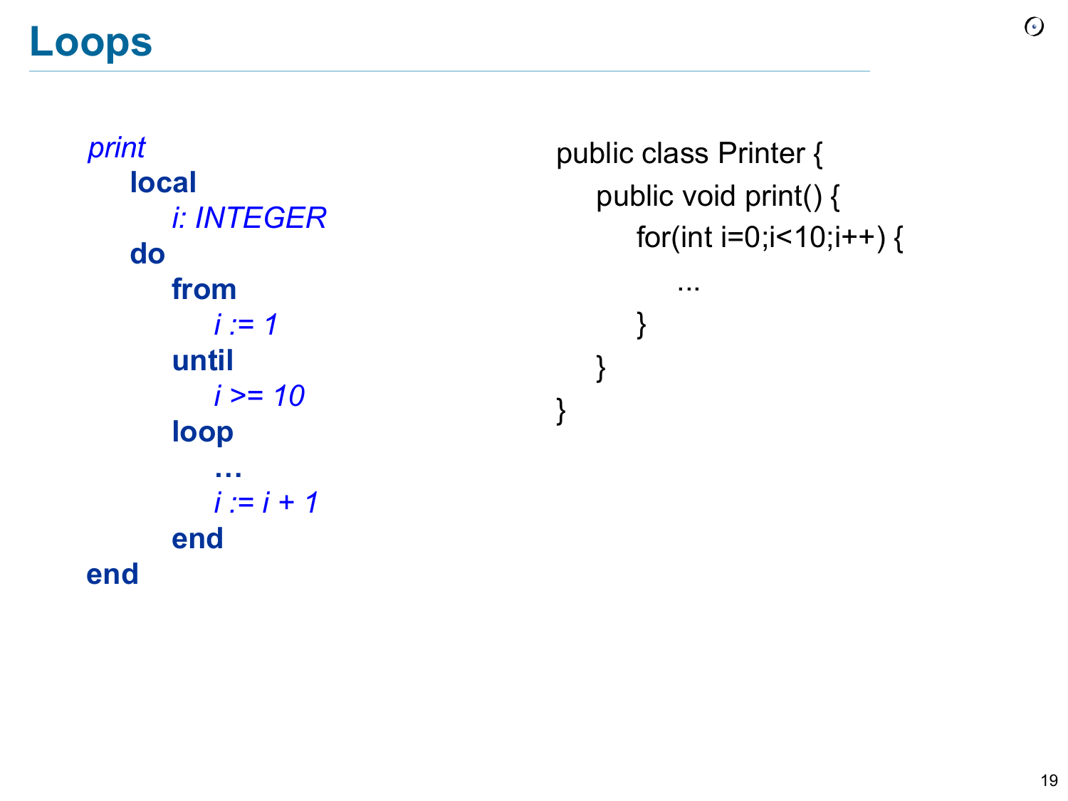# Loops

```
print
    local
        i: INTEGER
    do
        from
            i := 1
        until
            i >= 10
        loop
            …
            i := i + 1
        end
end
```

```
public class Printer {
    public void print() {
        for(int i=0;i<10;i++) {
            ...
        }
    }
}
```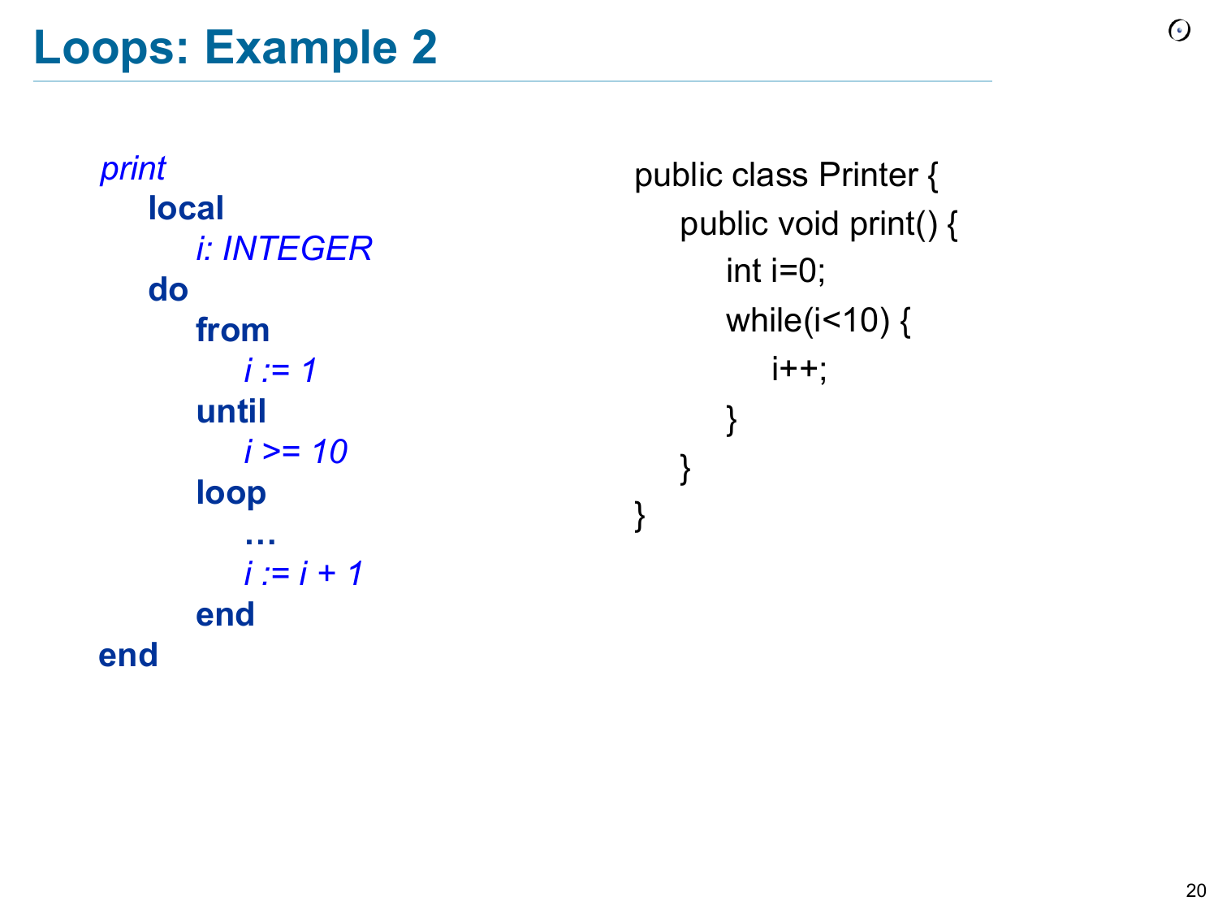# Loops: Example 2

```
print
    local
        i: INTEGER
    do
        from
            i := 1
        until
            i >= 10
        loop
            …
            i := i + 1
        end
end
```

```
public class Printer {
    public void print() {
        int i=0;
        while(i<10) {
            i++;
        }
    }
}
```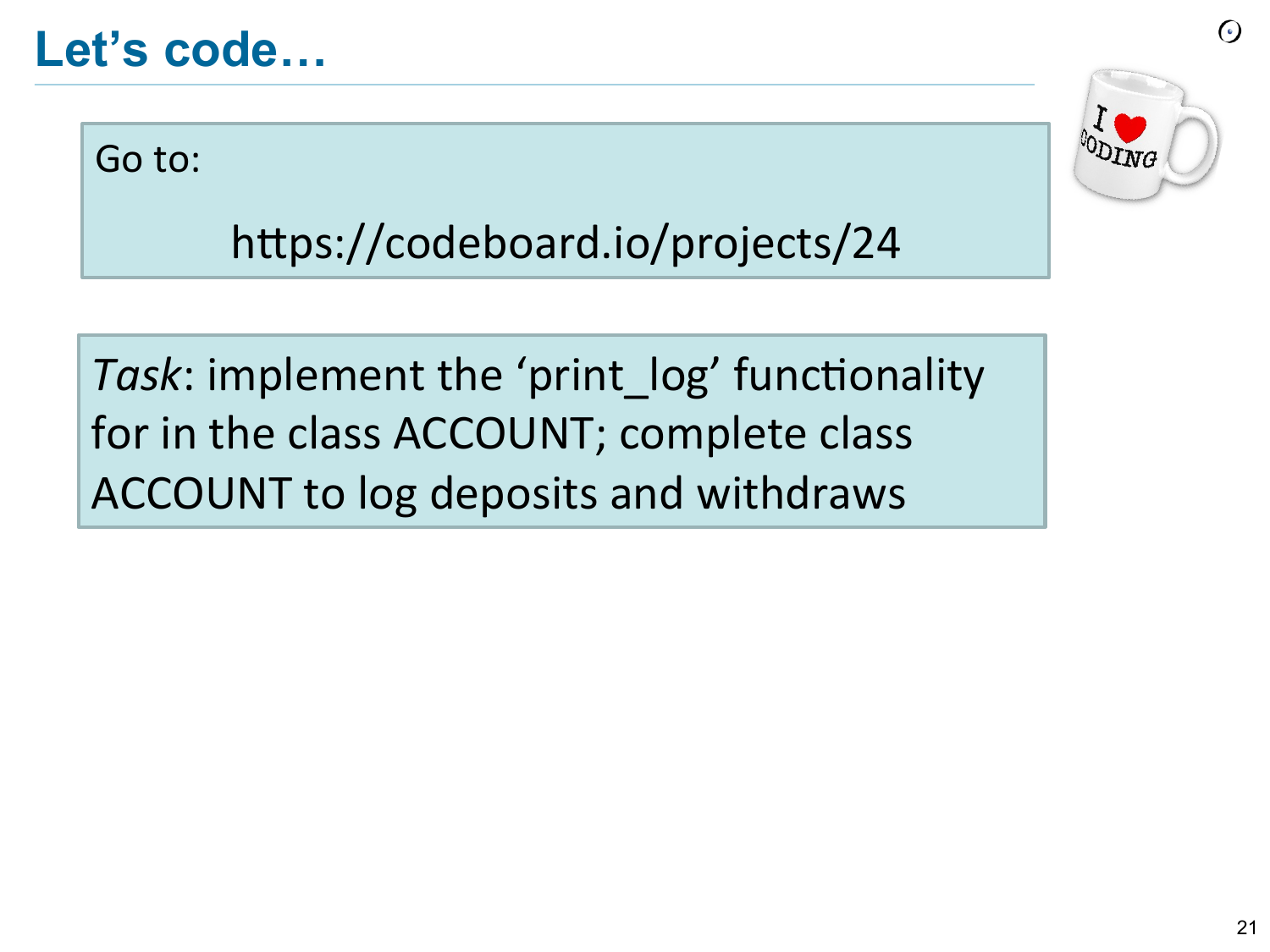# Let's code…

Go to:

https://codeboard.io/projects/24

*Task*: implement the 'print_log' functionality for in the class ACCOUNT; complete class ACCOUNT to log deposits and withdraws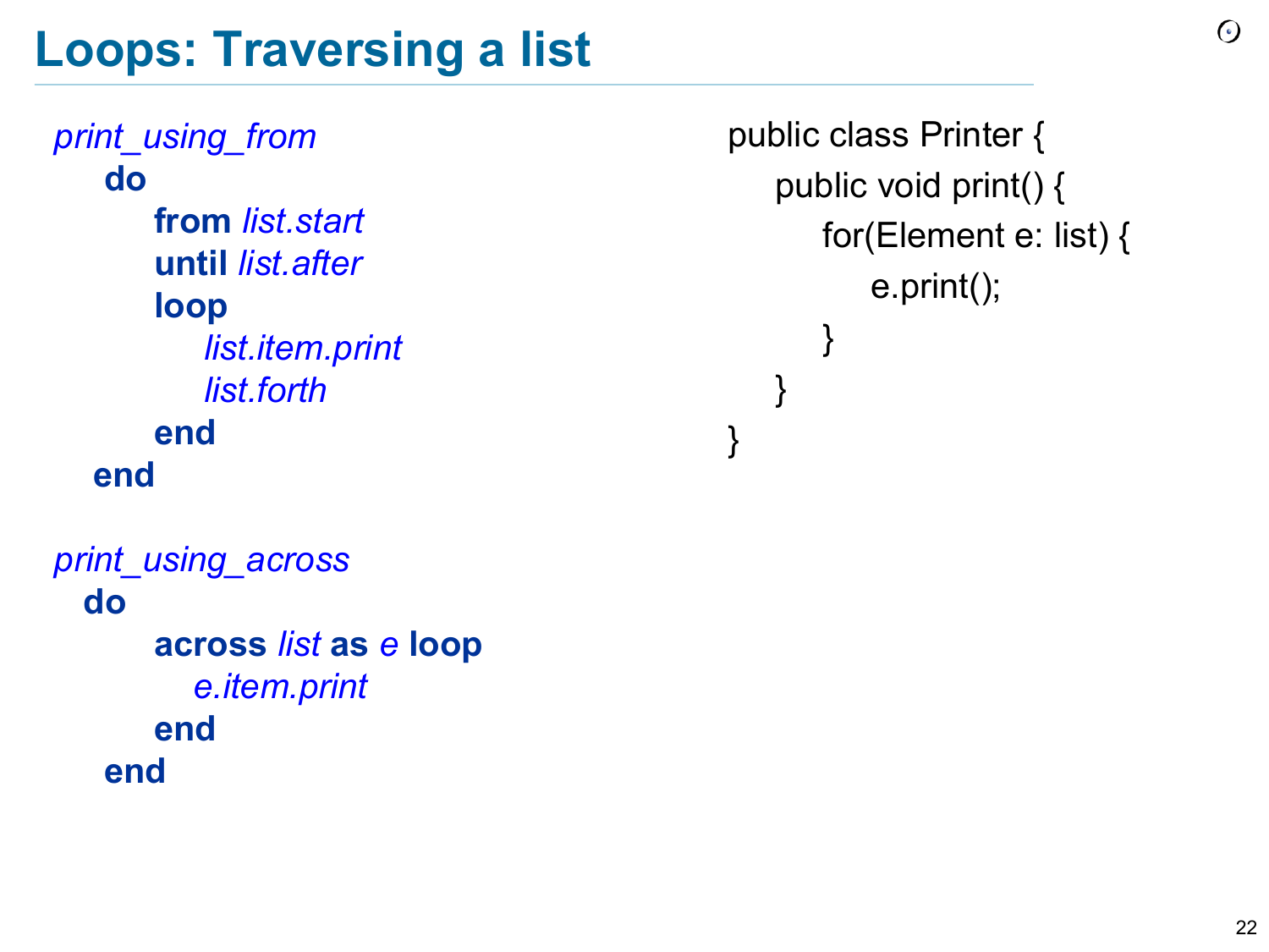# Loops: Traversing a list

```
print_using_from
    do
        from list.start
        until list.after
        loop
            list.item.print
            list.forth
        end
    end

print_using_across
    do
        across list as e loop
            e.item.print
        end
    end
```

```
public class Printer {
    public void print() {
        for(Element e: list) {
            e.print();
        }
    }
}
```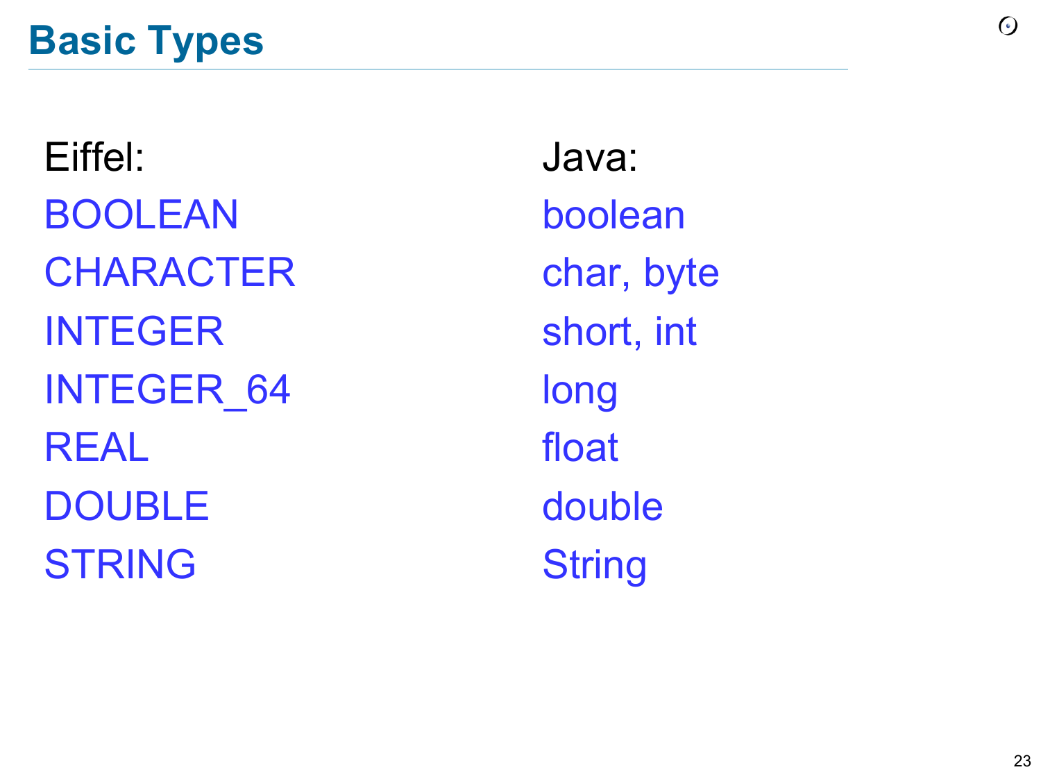# Basic Types

| Eiffel: | Java: |
| --- | --- |
| BOOLEAN | boolean |
| CHARACTER | char, byte |
| INTEGER | short, int |
| INTEGER_64 | long |
| REAL | float |
| DOUBLE | double |
| STRING | String |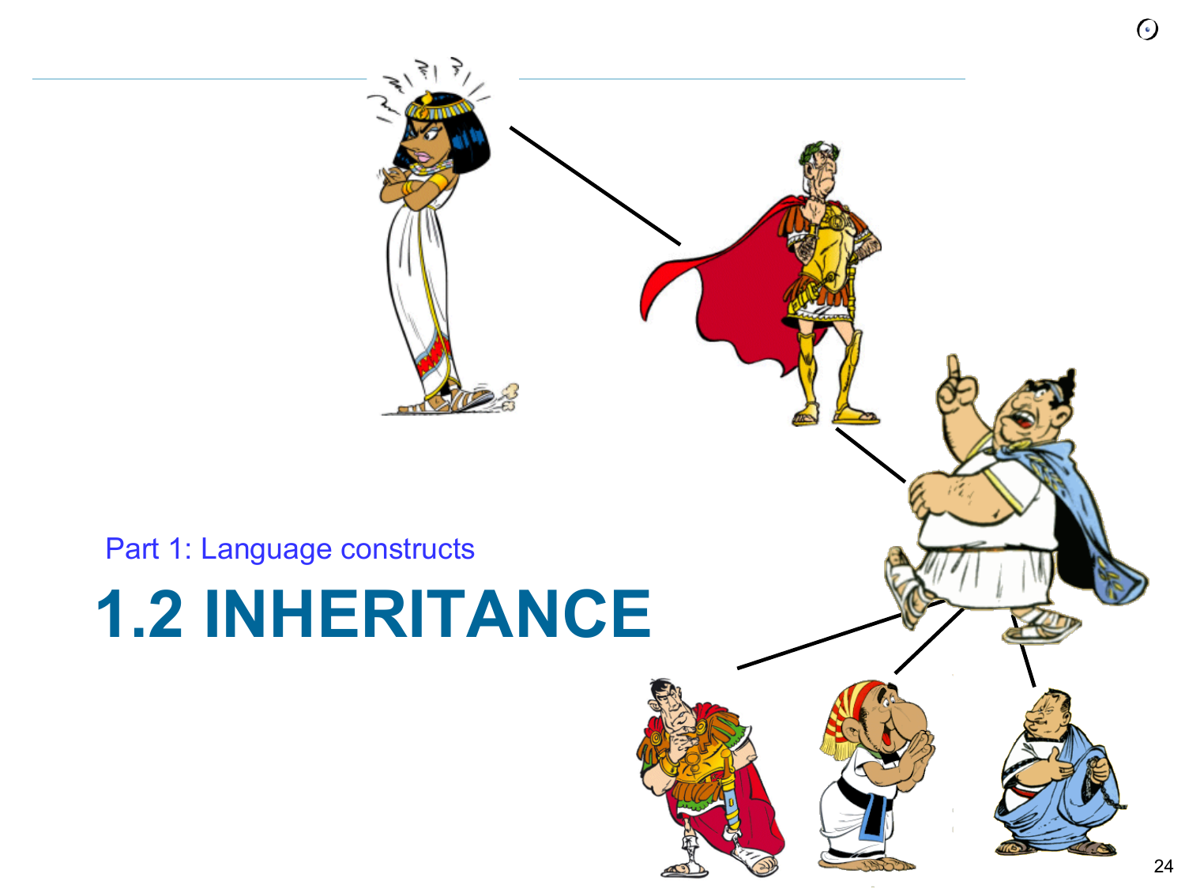Part 1: Language constructs

# 1.2 INHERITANCE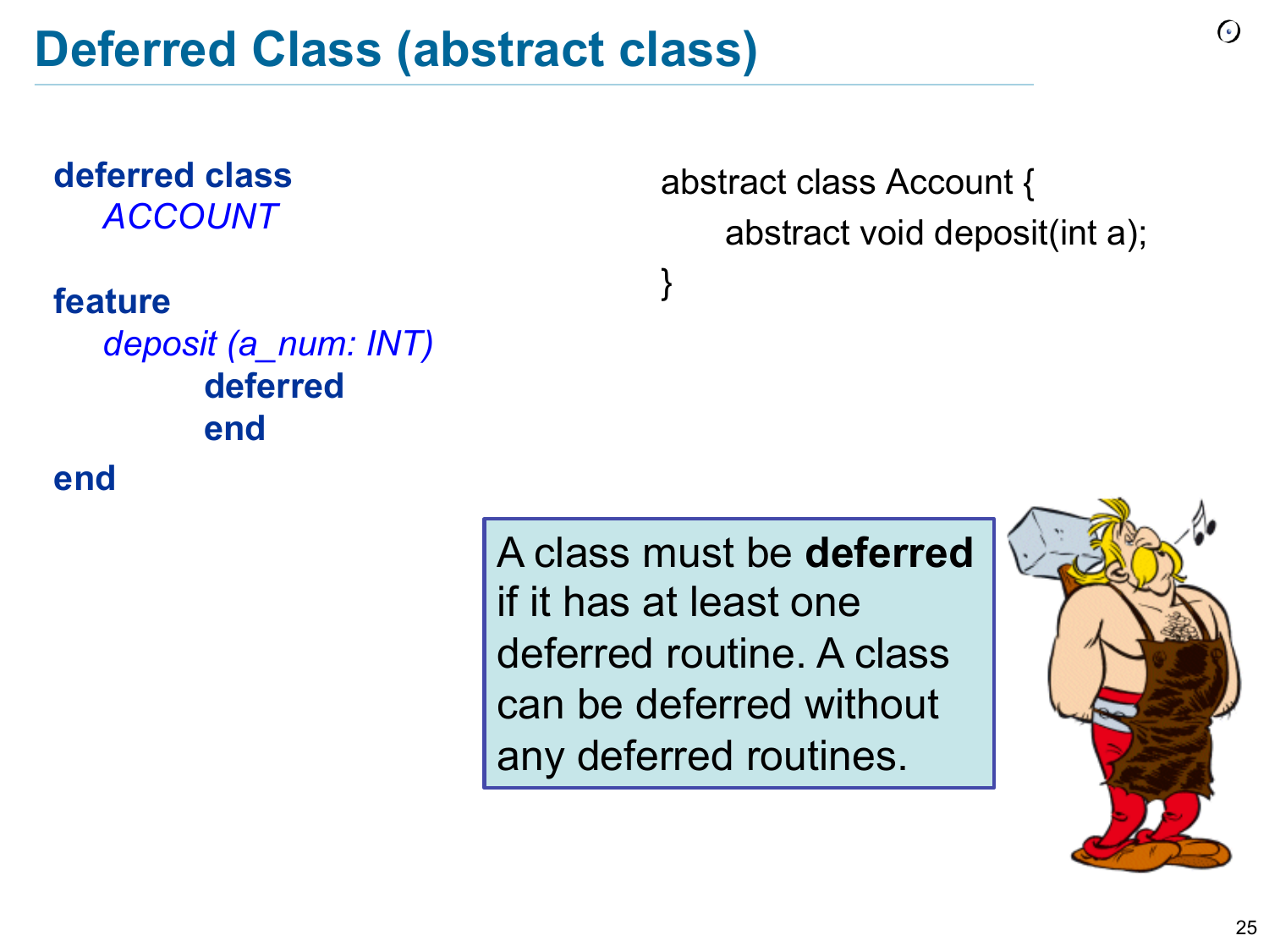# Deferred Class (abstract class)

```
deferred class
    ACCOUNT

feature
    deposit (a_num: INT)
        deferred
        end

end
```

```
abstract class Account {
    abstract void deposit(int a);
}
```

A class must be **deferred** if it has at least one deferred routine. A class can be deferred without any deferred routines.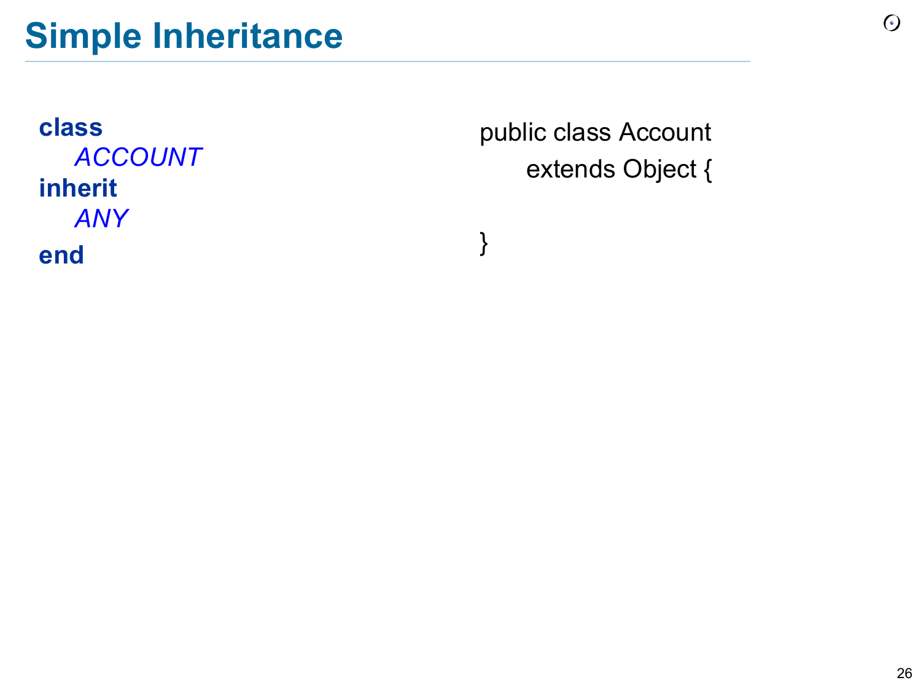# Simple Inheritance

```
class
    ACCOUNT
inherit
    ANY
end
```

```
public class Account
    extends Object {

}
```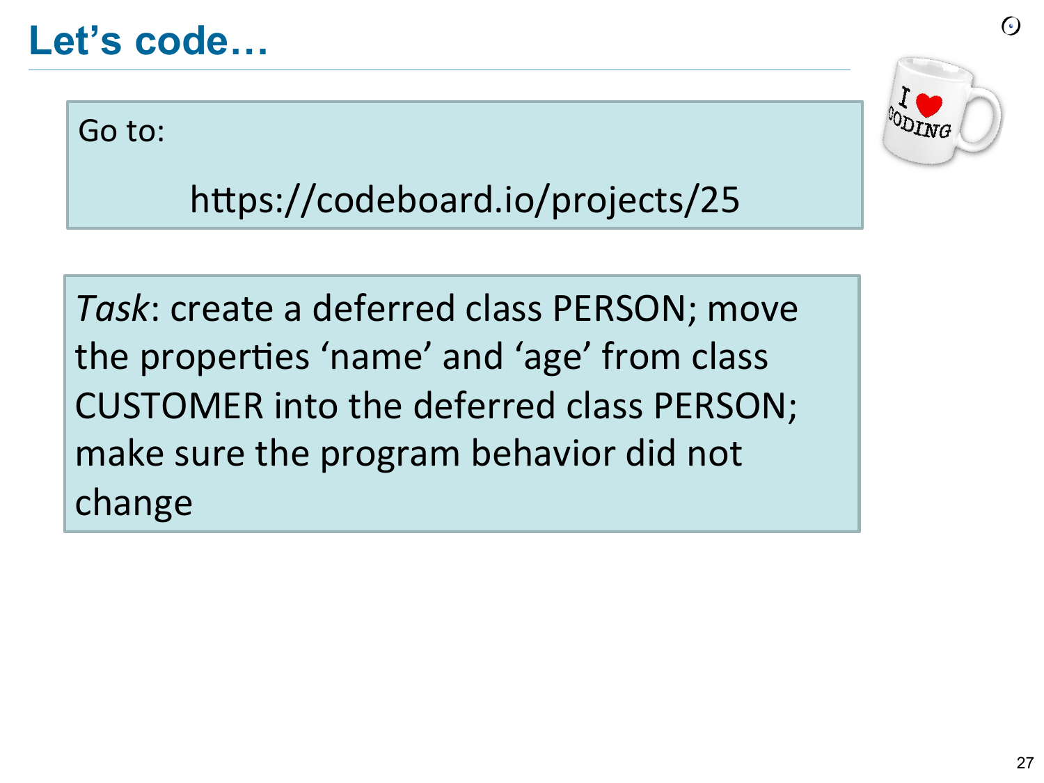# Let's code…

Go to:

https://codeboard.io/projects/25

*Task*: create a deferred class PERSON; move the properties 'name' and 'age' from class CUSTOMER into the deferred class PERSON; make sure the program behavior did not change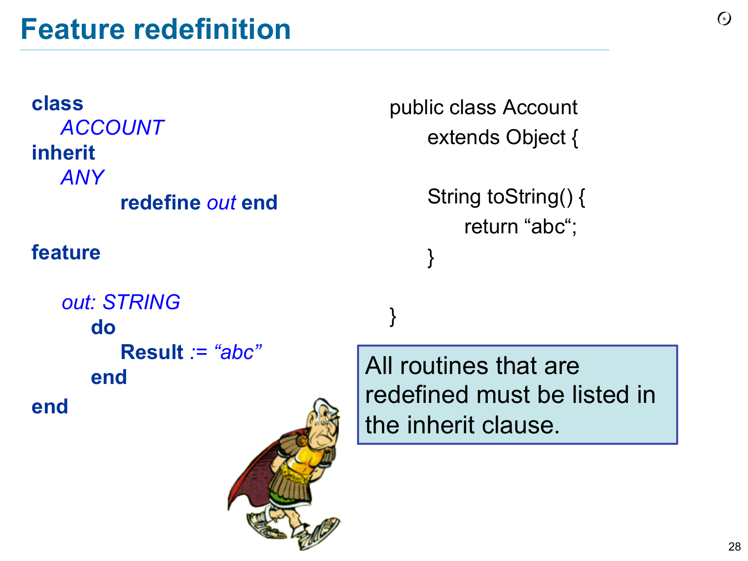# Feature redefinition

```
class
    ACCOUNT
inherit
    ANY
        redefine out end

feature

    out: STRING
        do
            Result := "abc"
        end
end
```

```
public class Account
    extends Object {

    String toString() {
        return "abc";
    }

}
```

All routines that are redefined must be listed in the inherit clause.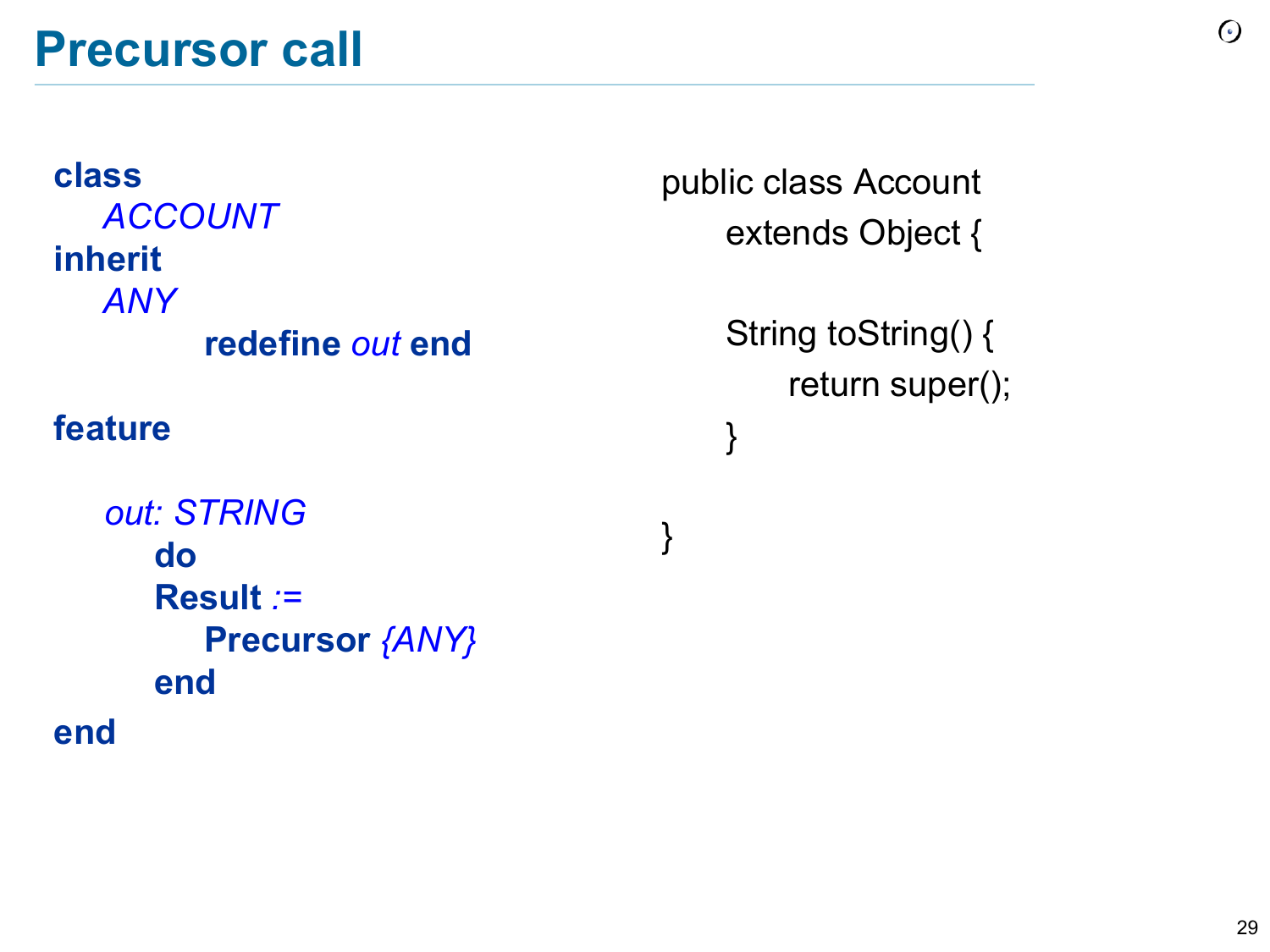# Precursor call

```
class
    ACCOUNT
inherit
    ANY
        redefine out end

feature

    out: STRING
        do
            Result :=
                Precursor {ANY}
        end
end
```

```
public class Account
    extends Object {

    String toString() {
        return super();
    }

}
```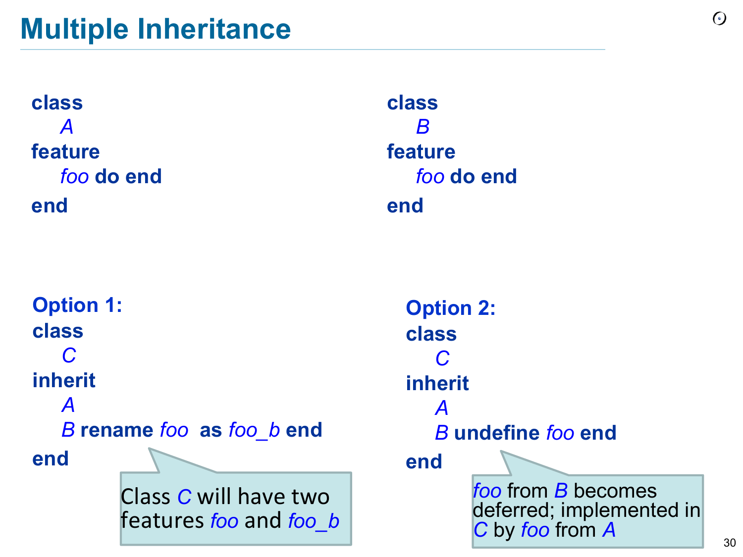# Multiple Inheritance

```
class
    A
feature
    foo do end
end
```

```
class
    B
feature
    foo do end
end
```

**Option 1:**

```
class
    C
inherit
    A
    B rename foo  as foo_b end
end
```

Class *C* will have two features *foo* and *foo_b*

**Option 2:**

```
class
    C
inherit
    A
    B undefine foo end
end
```

*foo* from *B* becomes deferred; implemented in *C* by *foo* from *A*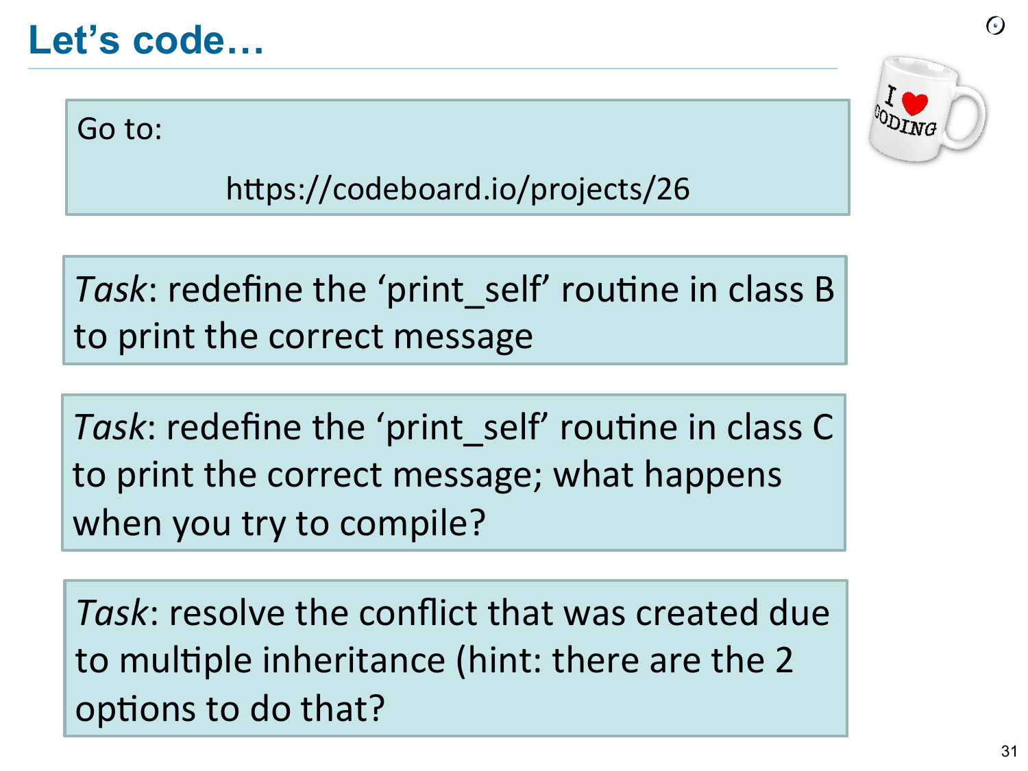# Let's code…

Go to:

https://codeboard.io/projects/26

*Task*: redefine the 'print_self' routine in class B to print the correct message

*Task*: redefine the 'print_self' routine in class C to print the correct message; what happens when you try to compile?

*Task*: resolve the conflict that was created due to multiple inheritance (hint: there are the 2 options to do that?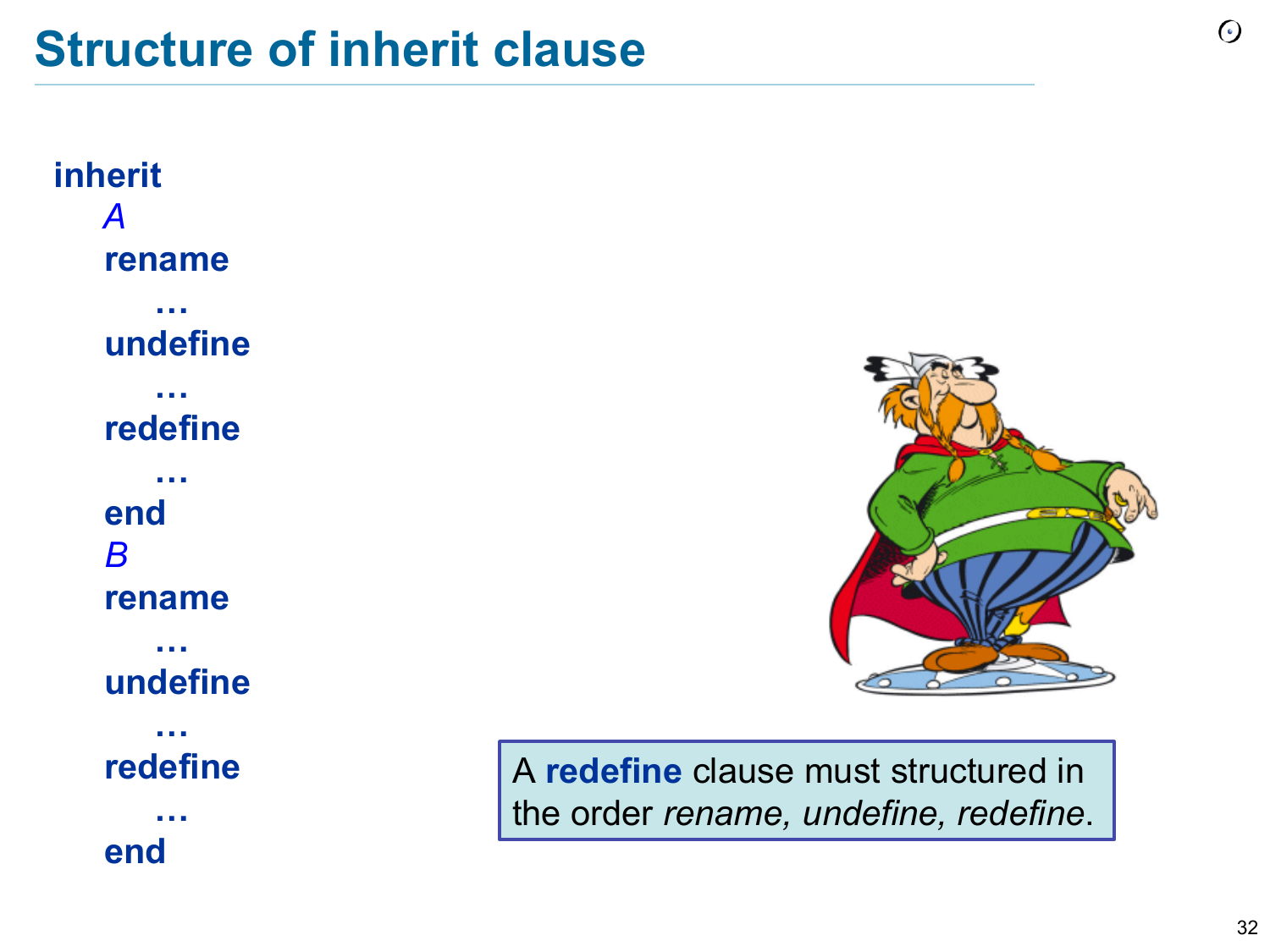# Structure of inherit clause

```
inherit
    A
    rename
        …
    undefine
        …
    redefine
        …
    end
    B
    rename
        …
    undefine
        …
    redefine
        …
    end
```

A **redefine** clause must structured in the order *rename, undefine, redefine*.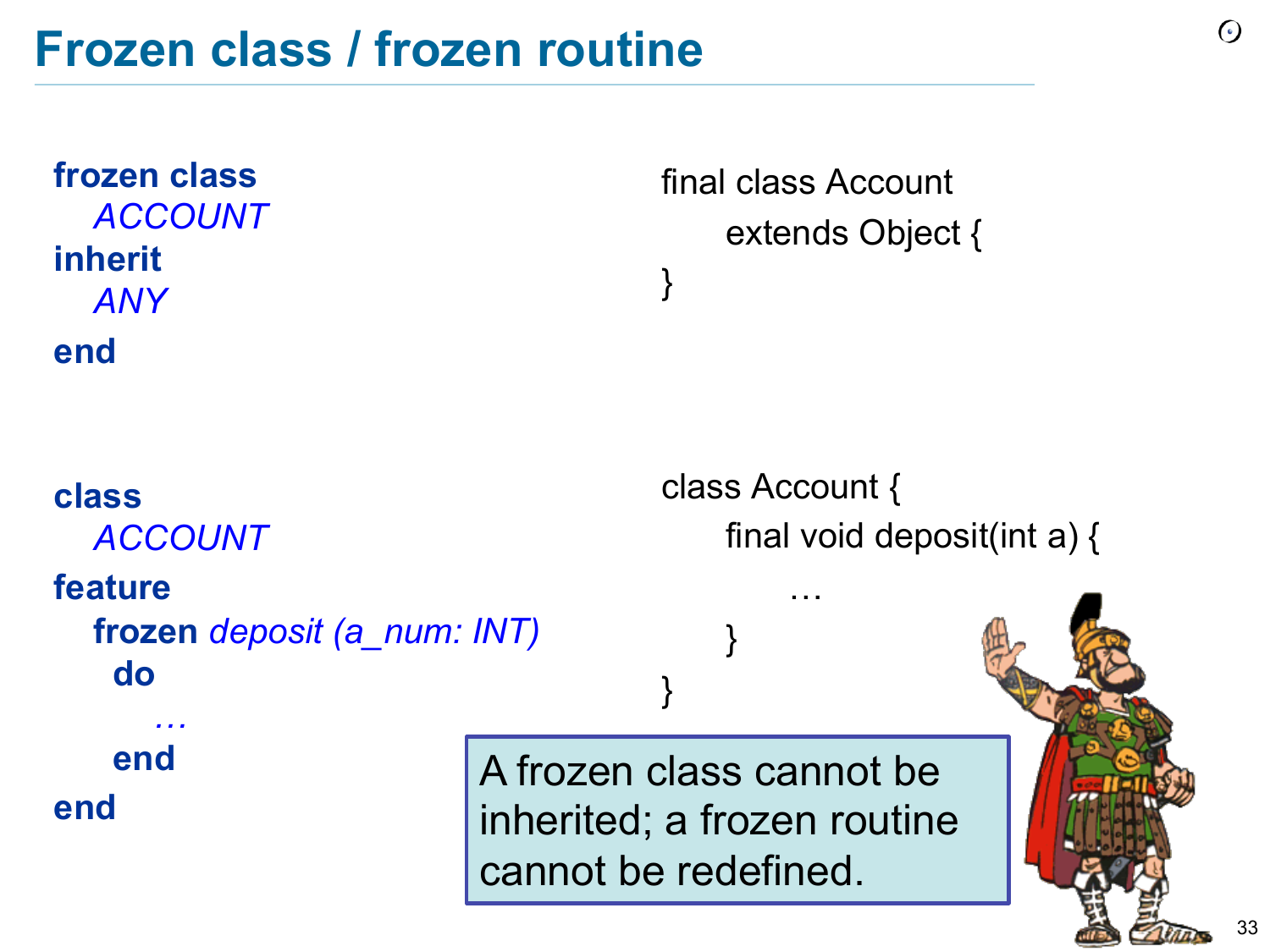# Frozen class / frozen routine

```
frozen class
   ACCOUNT
inherit
   ANY
end
```

```
final class Account
      extends Object {
}
```

```
class
   ACCOUNT
feature
   frozen deposit (a_num: INT)
     do
        …
     end
end
```

```
class Account {
      final void deposit(int a) {
            …
      }
}
```

A frozen class cannot be inherited; a frozen routine cannot be redefined.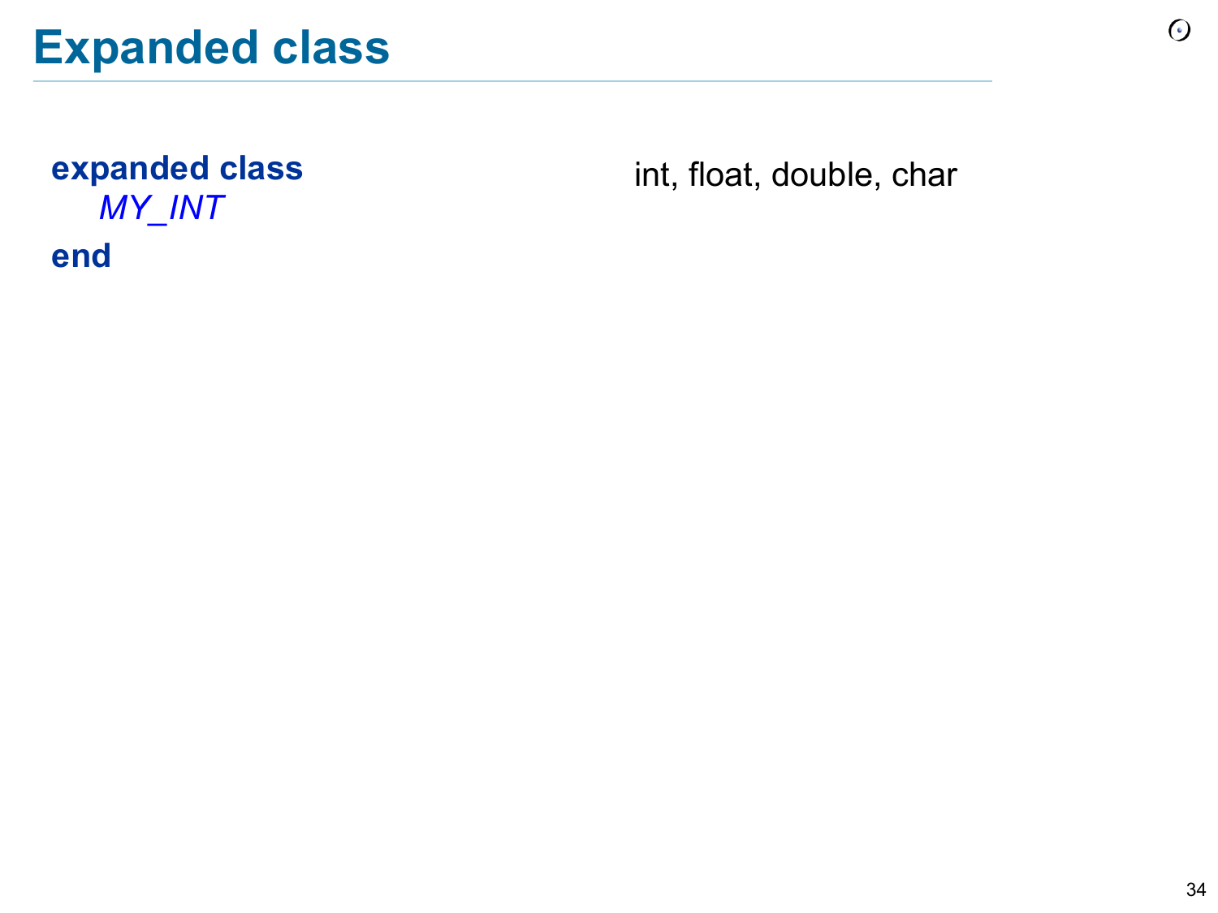# Expanded class

```
expanded class
    MY_INT
end
```

int, float, double, char